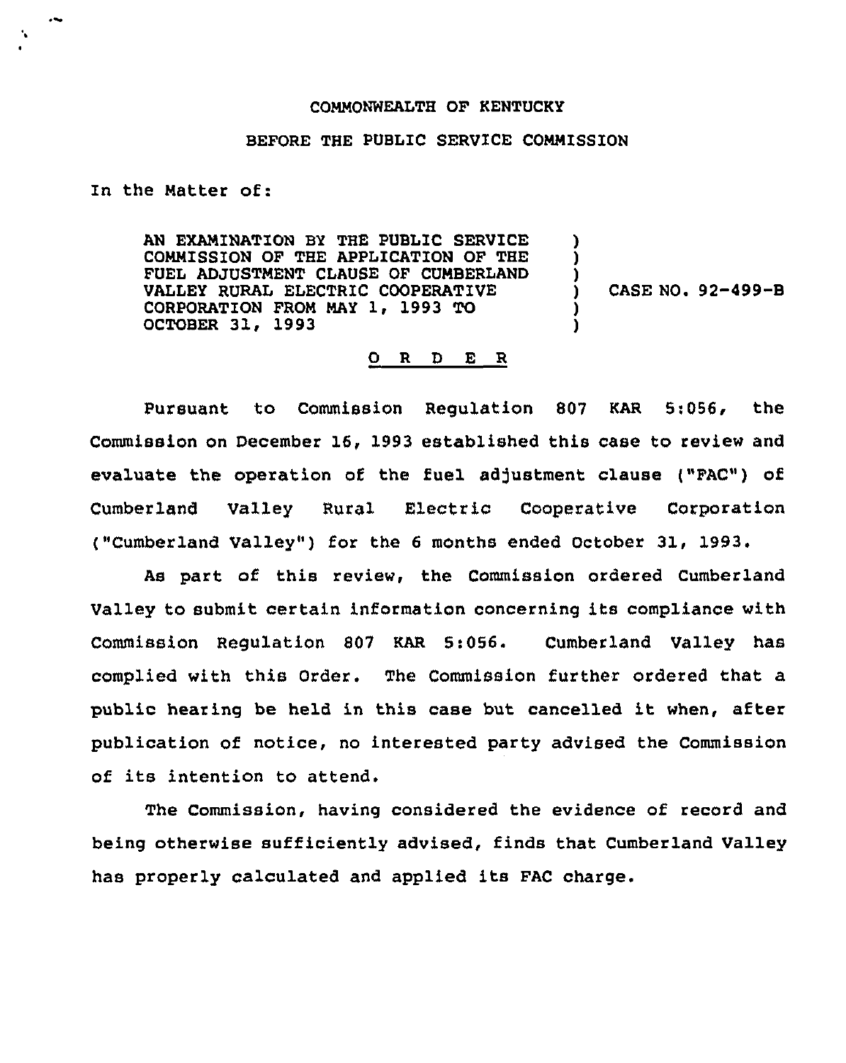COMMONWEALTH OF KENTUCKY

BEFORE THE PUBLIC SERVICE COMMISSION

In the Matter of:

| | | |
|---|---|---|
| AN EXAMINATION BY THE PUBLIC SERVICE COMMISSION OF THE APPLICATION OF THE FUEL ADJUSTMENT CLAUSE OF CUMBERLAND VALLEY RURAL ELECTRIC COOPERATIVE CORPORATION FROM MAY 1, 1993 TO OCTOBER 31, 1993 | ) | CASE NO. 92-499-B |

O R D E R

Pursuant to Commission Regulation 807 KAR 5:056, the Commission on December 16, 1993 established this case to review and evaluate the operation of the fuel adjustment clause ("FAC") of Cumberland Valley Rural Electric Cooperative Corporation ("Cumberland Valley") for the 6 months ended October 31, 1993.

As part of this review, the Commission ordered Cumberland Valley to submit certain information concerning its compliance with Commission Regulation 807 KAR 5:056. Cumberland Valley has complied with this Order. The Commission further ordered that a public hearing be held in this case but cancelled it when, after publication of notice, no interested party advised the Commission of its intention to attend.

The Commission, having considered the evidence of record and being otherwise sufficiently advised, finds that Cumberland Valley has properly calculated and applied its FAC charge.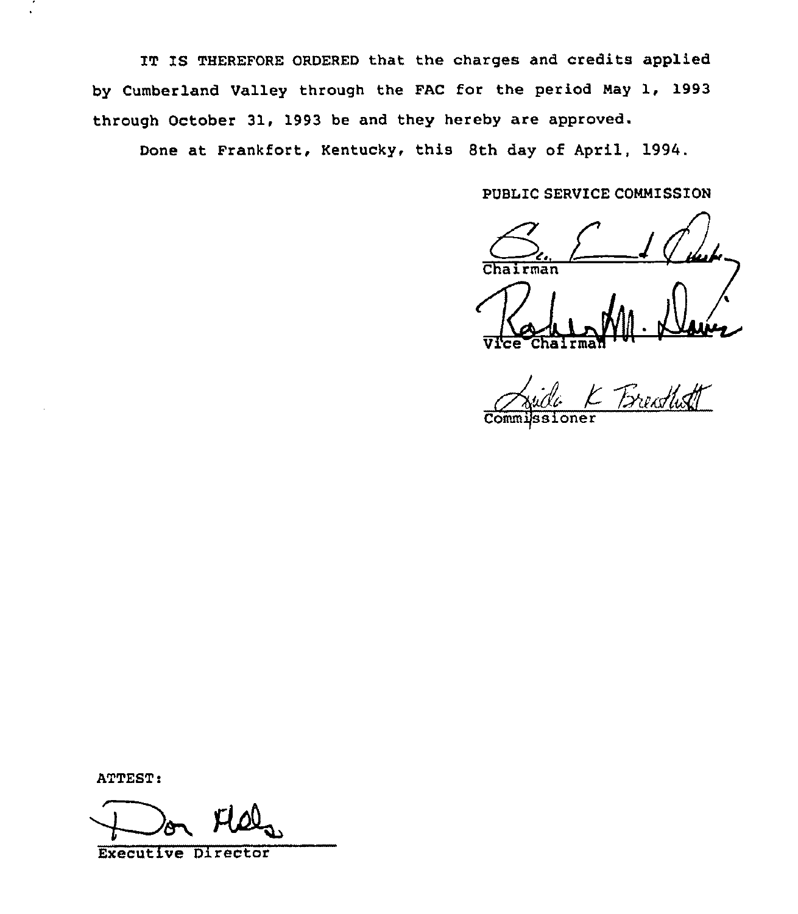IT IS THEREFORE ORDERED that the charges and credits applied by Cumberland Valley through the FAC for the period May 1, 1993 through October 31, 1993 be and they hereby are approved.

Done at Frankfort, Kentucky, this 8th day of April, 1994.

PUBLIC SERVICE COMMISSION

Chairman

Vice Chairman

Commissioner

ATTEST:

Executive Director